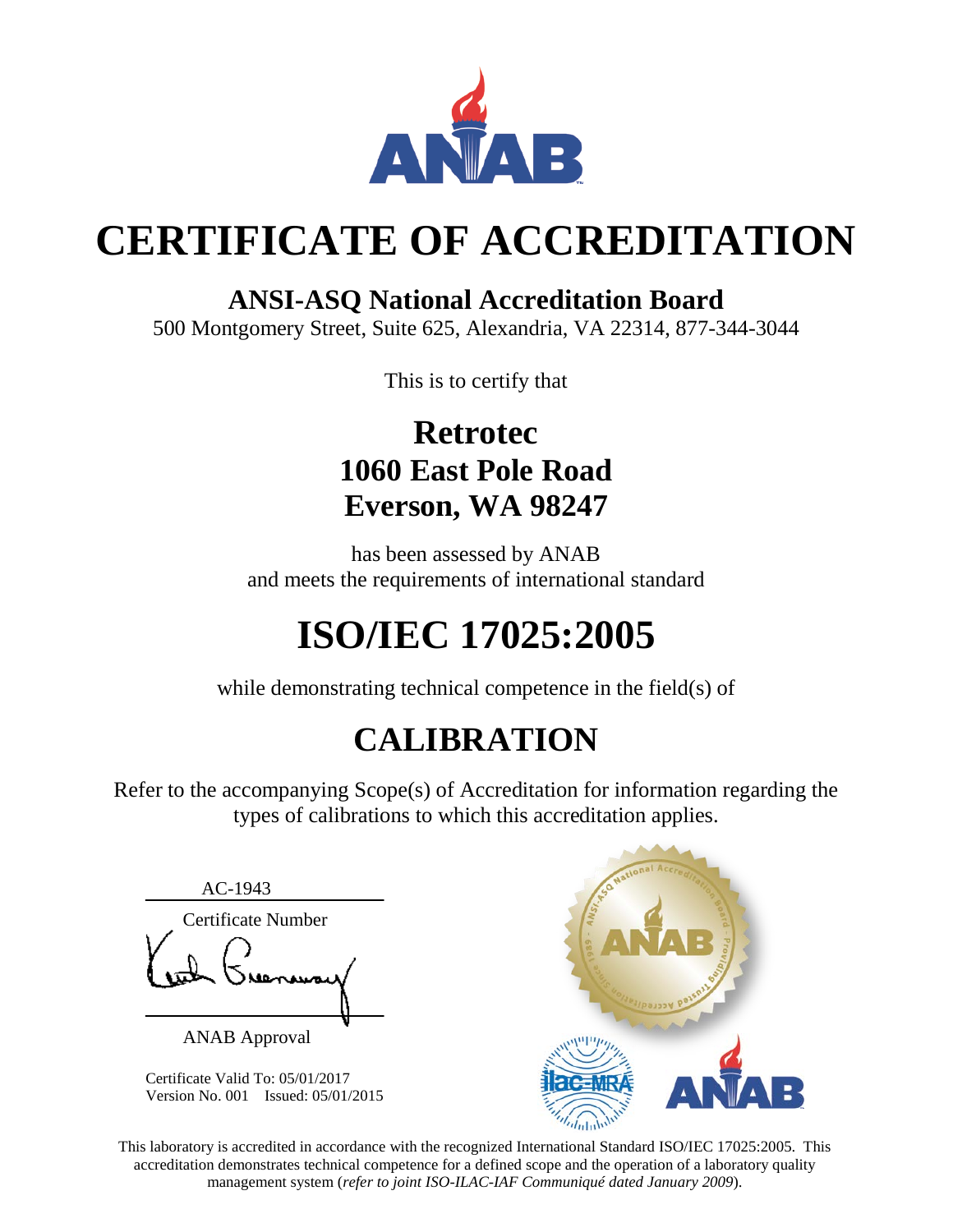# CERTIFICATE OF ACCREDITATION

## ANSI-ASQ National Accreditation Board

500 Montgomery Street, Suite 625, Alexandria, VA 22314, 877-344-3044

This is to certify that

**Retrotec**
**1060 East Pole Road**
**Everson, WA 98247**

has been assessed by ANAB
and meets the requirements of international standard

# ISO/IEC 17025:2005

while demonstrating technical competence in the field(s) of

## CALIBRATION

Refer to the accompanying Scope(s) of Accreditation for information regarding the types of calibrations to which this accreditation applies.

AC-1943
Certificate Number

ANAB Approval

Certificate Valid To: 05/01/2017
Version No. 001 Issued: 05/01/2015

This laboratory is accredited in accordance with the recognized International Standard ISO/IEC 17025:2005. This accreditation demonstrates technical competence for a defined scope and the operation of a laboratory quality management system (*refer to joint ISO-ILAC-IAF Communiqué dated January 2009*).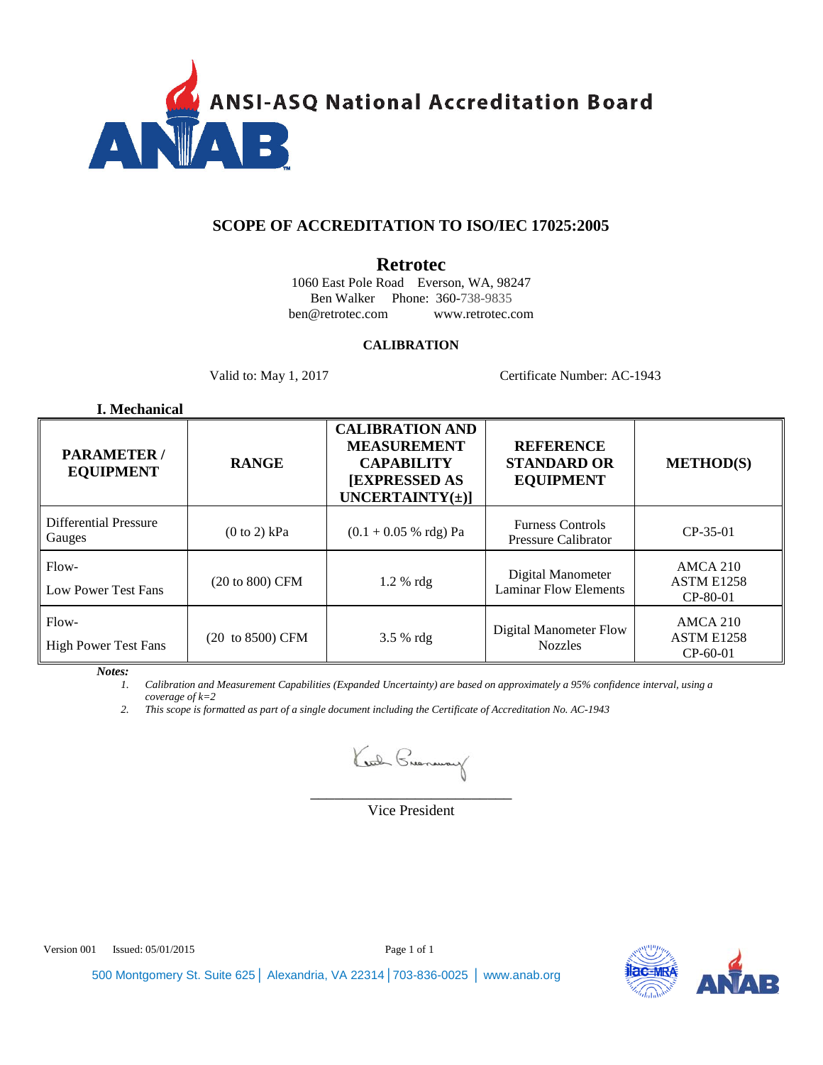ANSI-ASQ National Accreditation Board

ANAB

## SCOPE OF ACCREDITATION TO ISO/IEC 17025:2005

### Retrotec

1060 East Pole Road Everson, WA, 98247
Ben Walker Phone: 360-738-9835
ben@retrotec.com www.retrotec.com

**CALIBRATION**

Valid to: May 1, 2017 Certificate Number: AC-1943

**I. Mechanical**

| PARAMETER / EQUIPMENT | RANGE | CALIBRATION AND MEASUREMENT CAPABILITY [EXPRESSED AS UNCERTAINTY(±)] | REFERENCE STANDARD OR EQUIPMENT | METHOD(S) |
|---|---|---|---|---|
| Differential Pressure Gauges | (0 to 2) kPa | (0.1 + 0.05 % rdg) Pa | Furness Controls Pressure Calibrator | CP-35-01 |
| Flow-<br>Low Power Test Fans | (20 to 800) CFM | 1.2 % rdg | Digital Manometer Laminar Flow Elements | AMCA 210<br>ASTM E1258<br>CP-80-01 |
| Flow-<br>High Power Test Fans | (20 to 8500) CFM | 3.5 % rdg | Digital Manometer Flow Nozzles | AMCA 210<br>ASTM E1258<br>CP-60-01 |

***Notes:***

1. *Calibration and Measurement Capabilities (Expanded Uncertainty) are based on approximately a 95% confidence interval, using a coverage of k=2*
2. *This scope is formatted as part of a single document including the Certificate of Accreditation No. AC-1943*

Vice President

Version 001 Issued: 05/01/2015